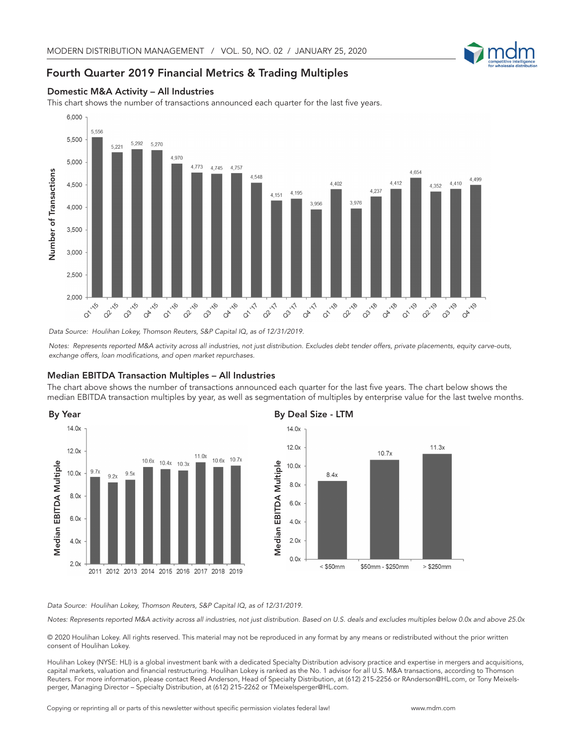## Fourth Quarter 2019 Financial Metrics & Trading Multiples

### Domestic M&A Activity – All Industries

This chart shows the number of transactions announced each quarter for the last five years.

| Quarter | Number of Transactions |
|---|---|
| Q1 '15 | 5,556 |
| Q2 '15 | 5,221 |
| Q3 '15 | 5,292 |
| Q4 '15 | 5,270 |
| Q1 '16 | 4,970 |
| Q2 '16 | 4,773 |
| Q3 '16 | 4,745 |
| Q4 '16 | 4,757 |
| Q1 '17 | 4,548 |
| Q2 '17 | 4,151 |
| Q3 '17 | 4,195 |
| Q4 '17 | 3,956 |
| Q1 '18 | 4,402 |
| Q2 '18 | 3,976 |
| Q3 '18 | 4,237 |
| Q4 '18 | 4,412 |
| Q1 '19 | 4,654 |
| Q2 '19 | 4,352 |
| Q3 '19 | 4,410 |
| Q4 '19 | 4,499 |

*Data Source: Houlihan Lokey, Thomson Reuters, S&P Capital IQ, as of 12/31/2019.*

*Notes: Represents reported M&A activity across all industries, not just distribution. Excludes debt tender offers, private placements, equity carve-outs, exchange offers, loan modifications, and open market repurchases.*

### Median EBITDA Transaction Multiples – All Industries

The chart above shows the number of transactions announced each quarter for the last five years. The chart below shows the median EBITDA transaction multiples by year, as well as segmentation of multiples by enterprise value for the last twelve months.

**By Year**

| Year | Median EBITDA Multiple |
|---|---|
| 2011 | 9.7x |
| 2012 | 9.2x |
| 2013 | 9.5x |
| 2014 | 10.6x |
| 2015 | 10.4x |
| 2016 | 10.3x |
| 2017 | 11.0x |
| 2018 | 10.6x |
| 2019 | 10.7x |

**By Deal Size - LTM**

| Deal Size | Median EBITDA Multiple |
|---|---|
| < $50mm | 8.4x |
| $50mm - $250mm | 10.7x |
| > $250mm | 11.3x |

*Data Source: Houlihan Lokey, Thomson Reuters, S&P Capital IQ, as of 12/31/2019.*

*Notes: Represents reported M&A activity across all industries, not just distribution. Based on U.S. deals and excludes multiples below 0.0x and above 25.0x*

© 2020 Houlihan Lokey. All rights reserved. This material may not be reproduced in any format by any means or redistributed without the prior written consent of Houlihan Lokey.

Houlihan Lokey (NYSE: HLI) is a global investment bank with a dedicated Specialty Distribution advisory practice and expertise in mergers and acquisitions, capital markets, valuation and financial restructuring. Houlihan Lokey is ranked as the No. 1 advisor for all U.S. M&A transactions, according to Thomson Reuters. For more information, please contact Reed Anderson, Head of Specialty Distribution, at (612) 215-2256 or RAnderson@HL.com, or Tony Meixelsperger, Managing Director – Specialty Distribution, at (612) 215-2262 or TMeixelsperger@HL.com.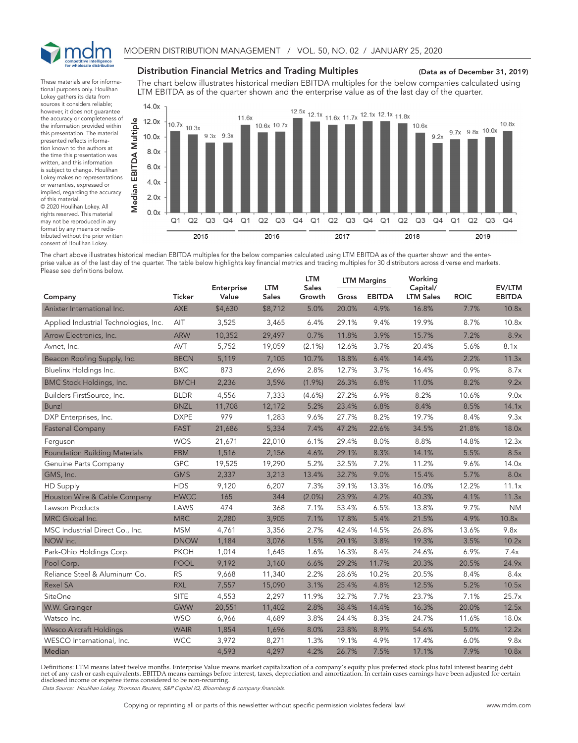## Distribution Financial Metrics and Trading Multiples

(Data as of December 31, 2019)

These materials are for informational purposes only. Houlihan Lokey gathers its data from sources it considers reliable; however, it does not guarantee the accuracy or completeness of the information provided within this presentation. The material presented reflects information known to the authors at the time this presentation was written, and this information is subject to change. Houlihan Lokey makes no representations or warranties, expressed or implied, regarding the accuracy of this material.
© 2020 Houlihan Lokey. All rights reserved. This material may not be reproduced in any format by any means or redistributed without the prior written consent of Houlihan Lokey.

The chart below illustrates historical median EBITDA multiples for the below companies calculated using LTM EBITDA as of the quarter shown and the enterprise value as of the last day of the quarter.

Median EBITDA Multiple

14.0x
12.0x
10.0x
8.0x
6.0x
4.0x
2.0x
0.0x

10.7x 10.3x 9.3x 9.3x 11.6x 10.6x 10.7x 12.5x 12.1x 11.6x 11.7x 12.1x 12.1x 11.8x 10.6x 9.2x 9.7x 9.8x 10.0x 10.8x

Q1 Q2 Q3 Q4 Q1 Q2 Q3 Q4 Q1 Q2 Q3 Q4 Q1 Q2 Q3 Q4 Q1 Q2 Q3 Q4

2015 2016 2017 2018 2019

The chart above illustrates historical median EBITDA multiples for the below companies calculated using LTM EBITDA as of the quarter shown and the enterprise value as of the last day of the quarter. The table below highlights key financial metrics and trading multiples for 30 distributors across diverse end markets. Please see definitions below.

| Company | Ticker | Enterprise Value | LTM Sales | LTM Sales Growth | LTM Margins | | Working Capital/ LTM Sales | ROIC | EV/LTM EBITDA |
|---|---|---|---|---|---|---|---|---|---|
| | | | | | Gross | EBITDA | | | |
| Anixter International Inc. | AXE | $4,630 | $8,712 | 5.0% | 20.0% | 4.9% | 16.8% | 7.7% | 10.8x |
| Applied Industrial Technologies, Inc. | AIT | 3,525 | 3,465 | 6.4% | 29.1% | 9.4% | 19.9% | 8.7% | 10.8x |
| Arrow Electronics, Inc. | ARW | 10,352 | 29,497 | 0.7% | 11.8% | 3.9% | 15.7% | 7.2% | 8.9x |
| Avnet, Inc. | AVT | 5,752 | 19,059 | (2.1%) | 12.6% | 3.7% | 20.4% | 5.6% | 8.1x |
| Beacon Roofing Supply, Inc. | BECN | 5,119 | 7,105 | 10.7% | 18.8% | 6.4% | 14.4% | 2.2% | 11.3x |
| Bluelinx Holdings Inc. | BXC | 873 | 2,696 | 2.8% | 12.7% | 3.7% | 16.4% | 0.9% | 8.7x |
| BMC Stock Holdings, Inc. | BMCH | 2,236 | 3,596 | (1.9%) | 26.3% | 6.8% | 11.0% | 8.2% | 9.2x |
| Builders FirstSource, Inc. | BLDR | 4,556 | 7,333 | (4.6%) | 27.2% | 6.9% | 8.2% | 10.6% | 9.0x |
| Bunzl | BNZL | 11,708 | 12,172 | 5.2% | 23.4% | 6.8% | 8.4% | 8.5% | 14.1x |
| DXP Enterprises, Inc. | DXPE | 979 | 1,283 | 9.6% | 27.7% | 8.2% | 19.7% | 8.4% | 9.3x |
| Fastenal Company | FAST | 21,686 | 5,334 | 7.4% | 47.2% | 22.6% | 34.5% | 21.8% | 18.0x |
| Ferguson | WOS | 21,671 | 22,010 | 6.1% | 29.4% | 8.0% | 8.8% | 14.8% | 12.3x |
| Foundation Building Materials | FBM | 1,516 | 2,156 | 4.6% | 29.1% | 8.3% | 14.1% | 5.5% | 8.5x |
| Genuine Parts Company | GPC | 19,525 | 19,290 | 5.2% | 32.5% | 7.2% | 11.2% | 9.6% | 14.0x |
| GMS, Inc. | GMS | 2,337 | 3,213 | 13.4% | 32.7% | 9.0% | 15.4% | 5.7% | 8.0x |
| HD Supply | HDS | 9,120 | 6,207 | 7.3% | 39.1% | 13.3% | 16.0% | 12.2% | 11.1x |
| Houston Wire & Cable Company | HWCC | 165 | 344 | (2.0%) | 23.9% | 4.2% | 40.3% | 4.1% | 11.3x |
| Lawson Products | LAWS | 474 | 368 | 7.1% | 53.4% | 6.5% | 13.8% | 9.7% | NM |
| MRC Global Inc. | MRC | 2,280 | 3,905 | 7.1% | 17.8% | 5.4% | 21.5% | 4.9% | 10.8x |
| MSC Industrial Direct Co., Inc. | MSM | 4,761 | 3,356 | 2.7% | 42.4% | 14.5% | 26.8% | 13.6% | 9.8x |
| NOW Inc. | DNOW | 1,184 | 3,076 | 1.5% | 20.1% | 3.8% | 19.3% | 3.5% | 10.2x |
| Park-Ohio Holdings Corp. | PKOH | 1,014 | 1,645 | 1.6% | 16.3% | 8.4% | 24.6% | 6.9% | 7.4x |
| Pool Corp. | POOL | 9,192 | 3,160 | 6.6% | 29.2% | 11.7% | 20.3% | 20.5% | 24.9x |
| Reliance Steel & Aluminum Co. | RS | 9,668 | 11,340 | 2.2% | 28.6% | 10.2% | 20.5% | 8.4% | 8.4x |
| Rexel SA | RXL | 7,557 | 15,090 | 3.1% | 25.4% | 4.8% | 12.5% | 5.2% | 10.5x |
| SiteOne | SITE | 4,553 | 2,297 | 11.9% | 32.7% | 7.7% | 23.7% | 7.1% | 25.7x |
| W.W. Grainger | GWW | 20,551 | 11,402 | 2.8% | 38.4% | 14.4% | 16.3% | 20.0% | 12.5x |
| Watsco Inc. | WSO | 6,966 | 4,689 | 3.8% | 24.4% | 8.3% | 24.7% | 11.6% | 18.0x |
| Wesco Aircraft Holdings | WAIR | 1,854 | 1,696 | 8.0% | 23.8% | 8.9% | 54.6% | 5.0% | 12.2x |
| WESCO International, Inc. | WCC | 3,972 | 8,271 | 1.3% | 19.1% | 4.9% | 17.4% | 6.0% | 9.8x |
| Median | | 4,593 | 4,297 | 4.2% | 26.7% | 7.5% | 17.1% | 7.9% | 10.8x |

Definitions: LTM means latest twelve months. Enterprise Value means market capitalization of a company's equity plus preferred stock plus total interest bearing debt net of any cash or cash equivalents. EBITDA means earnings before interest, taxes, depreciation and amortization. In certain cases earnings have been adjusted for certain disclosed income or expense items considered to be non-recurring.

*Data Source: Houlihan Lokey, Thomson Reuters, S&P Capital IQ, Bloomberg & company financials.*

Copying or reprinting all or parts of this newsletter without specific permission violates federal law!